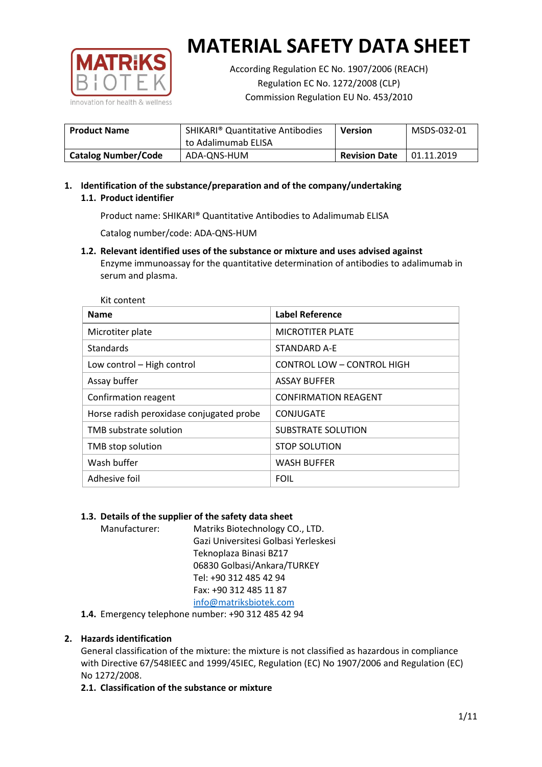# MATERIAL SAFETY DATA SHEET

According Regulation EC No. 1907/2006 (REACH)
Regulation EC No. 1272/2008 (CLP)
Commission Regulation EU No. 453/2010

| **Product Name** | SHIKARI® Quantitative Antibodies to Adalimumab ELISA | **Version** | MSDS-032-01 |
|---|---|---|---|
| **Catalog Number/Code** | ADA-QNS-HUM | **Revision Date** | 01.11.2019 |

## 1. Identification of the substance/preparation and of the company/undertaking

### 1.1. Product identifier

Product name: SHIKARI® Quantitative Antibodies to Adalimumab ELISA

Catalog number/code: ADA-QNS-HUM

### 1.2. Relevant identified uses of the substance or mixture and uses advised against

Enzyme immunoassay for the quantitative determination of antibodies to adalimumab in serum and plasma.

Kit content

| **Name** | **Label Reference** |
|---|---|
| Microtiter plate | MICROTITER PLATE |
| Standards | STANDARD A-E |
| Low control – High control | CONTROL LOW – CONTROL HIGH |
| Assay buffer | ASSAY BUFFER |
| Confirmation reagent | CONFIRMATION REAGENT |
| Horse radish peroxidase conjugated probe | CONJUGATE |
| TMB substrate solution | SUBSTRATE SOLUTION |
| TMB stop solution | STOP SOLUTION |
| Wash buffer | WASH BUFFER |
| Adhesive foil | FOIL |

### 1.3. Details of the supplier of the safety data sheet

Manufacturer: Matriks Biotechnology CO., LTD.
Gazi Universitesi Golbasi Yerleskesi
Teknoplaza Binasi BZ17
06830 Golbasi/Ankara/TURKEY
Tel: +90 312 485 42 94
Fax: +90 312 485 11 87
info@matriksbiotek.com

### 1.4. Emergency telephone number: +90 312 485 42 94

## 2. Hazards identification

General classification of the mixture: the mixture is not classified as hazardous in compliance with Directive 67/548IEEC and 1999/45IEC, Regulation (EC) No 1907/2006 and Regulation (EC) No 1272/2008.

### 2.1. Classification of the substance or mixture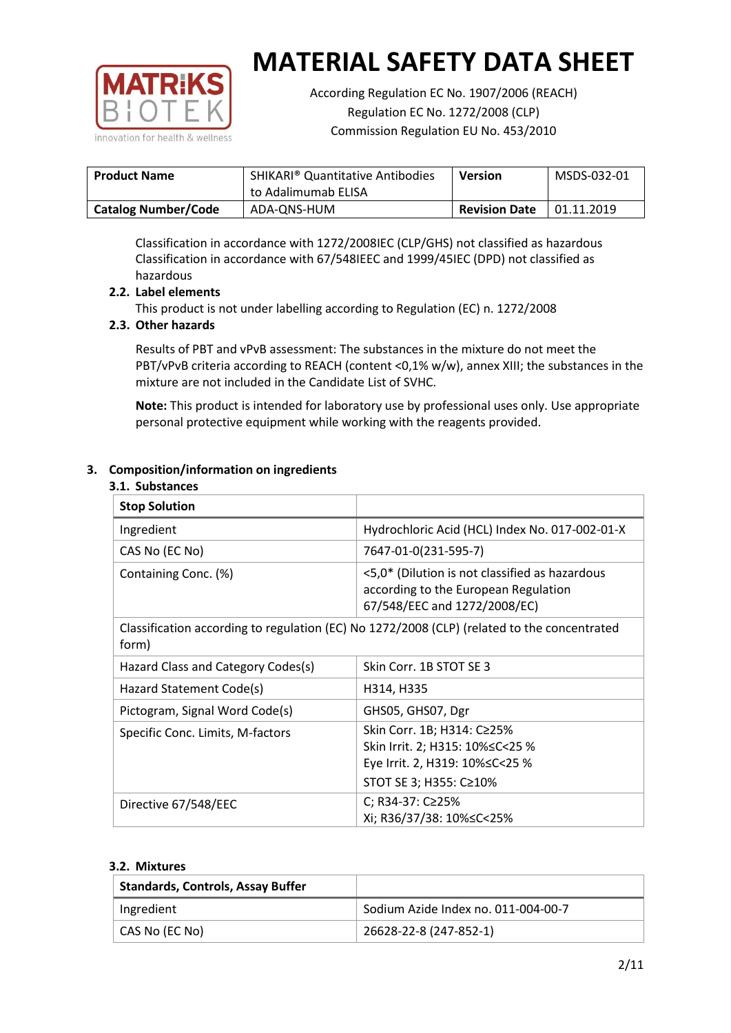# MATERIAL SAFETY DATA SHEET

According Regulation EC No. 1907/2006 (REACH)
Regulation EC No. 1272/2008 (CLP)
Commission Regulation EU No. 453/2010

| **Product Name** | SHIKARI® Quantitative Antibodies to Adalimumab ELISA | **Version** | MSDS-032-01 |
|---|---|---|---|
| **Catalog Number/Code** | ADA-QNS-HUM | **Revision Date** | 01.11.2019 |

Classification in accordance with 1272/2008IEC (CLP/GHS) not classified as hazardous
Classification in accordance with 67/548IEEC and 1999/45IEC (DPD) not classified as hazardous

### 2.2. Label elements

This product is not under labelling according to Regulation (EC) n. 1272/2008

### 2.3. Other hazards

Results of PBT and vPvB assessment: The substances in the mixture do not meet the PBT/vPvB criteria according to REACH (content <0,1% w/w), annex XIII; the substances in the mixture are not included in the Candidate List of SVHC.

**Note:** This product is intended for laboratory use by professional uses only. Use appropriate personal protective equipment while working with the reagents provided.

## 3. Composition/information on ingredients

### 3.1. Substances

| **Stop Solution** | |
|---|---|
| Ingredient | Hydrochloric Acid (HCL) Index No. 017-002-01-X |
| CAS No (EC No) | 7647-01-0(231-595-7) |
| Containing Conc. (%) | <5,0* (Dilution is not classified as hazardous according to the European Regulation 67/548/EEC and 1272/2008/EC) |
| Classification according to regulation (EC) No 1272/2008 (CLP) (related to the concentrated form) | |
| Hazard Class and Category Codes(s) | Skin Corr. 1B STOT SE 3 |
| Hazard Statement Code(s) | H314, H335 |
| Pictogram, Signal Word Code(s) | GHS05, GHS07, Dgr |
| Specific Conc. Limits, M-factors | Skin Corr. 1B; H314: C≥25%<br>Skin Irrit. 2; H315: 10%≤C<25 %<br>Eye Irrit. 2, H319: 10%≤C<25 %<br>STOT SE 3; H355: C≥10% |
| Directive 67/548/EEC | C; R34-37: C≥25%<br>Xi; R36/37/38: 10%≤C<25% |

### 3.2. Mixtures

| **Standards, Controls, Assay Buffer** | |
|---|---|
| Ingredient | Sodium Azide Index no. 011-004-00-7 |
| CAS No (EC No) | 26628-22-8 (247-852-1) |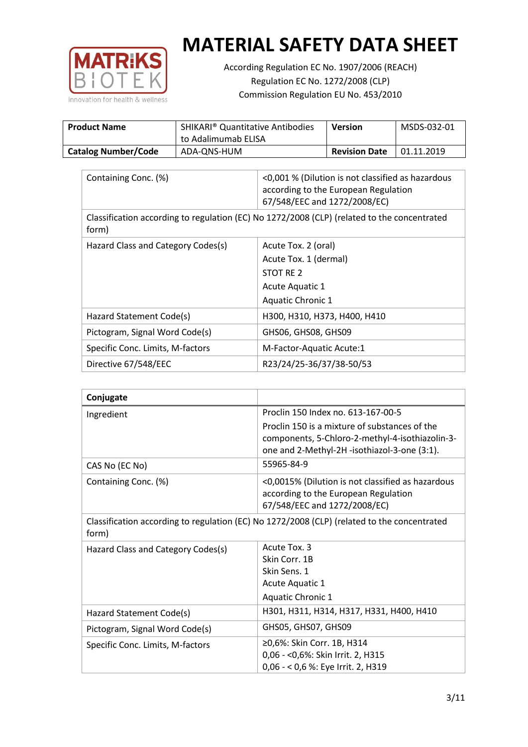# MATERIAL SAFETY DATA SHEET

According Regulation EC No. 1907/2006 (REACH)
Regulation EC No. 1272/2008 (CLP)
Commission Regulation EU No. 453/2010

| Product Name | SHIKARI® Quantitative Antibodies to Adalimumab ELISA | Version | MSDS-032-01 |
|---|---|---|---|
| Catalog Number/Code | ADA-QNS-HUM | Revision Date | 01.11.2019 |

| | |
|---|---|
| Containing Conc. (%) | <0,001 % (Dilution is not classified as hazardous according to the European Regulation 67/548/EEC and 1272/2008/EC) |
| Classification according to regulation (EC) No 1272/2008 (CLP) (related to the concentrated form) | |
| Hazard Class and Category Codes(s) | Acute Tox. 2 (oral)<br>Acute Tox. 1 (dermal)<br>STOT RE 2<br>Acute Aquatic 1<br>Aquatic Chronic 1 |
| Hazard Statement Code(s) | H300, H310, H373, H400, H410 |
| Pictogram, Signal Word Code(s) | GHS06, GHS08, GHS09 |
| Specific Conc. Limits, M-factors | M-Factor-Aquatic Acute:1 |
| Directive 67/548/EEC | R23/24/25-36/37/38-50/53 |

| Conjugate | |
|---|---|
| Ingredient | Proclin 150 Index no. 613-167-00-5<br>Proclin 150 is a mixture of substances of the components, 5-Chloro-2-methyl-4-isothiazolin-3-one and 2-Methyl-2H -isothiazol-3-one (3:1). |
| CAS No (EC No) | 55965-84-9 |
| Containing Conc. (%) | <0,0015% (Dilution is not classified as hazardous according to the European Regulation 67/548/EEC and 1272/2008/EC) |
| Classification according to regulation (EC) No 1272/2008 (CLP) (related to the concentrated form) | |
| Hazard Class and Category Codes(s) | Acute Tox. 3<br>Skin Corr. 1B<br>Skin Sens. 1<br>Acute Aquatic 1<br>Aquatic Chronic 1 |
| Hazard Statement Code(s) | H301, H311, H314, H317, H331, H400, H410 |
| Pictogram, Signal Word Code(s) | GHS05, GHS07, GHS09 |
| Specific Conc. Limits, M-factors | ≥0,6%: Skin Corr. 1B, H314<br>0,06 - <0,6%: Skin Irrit. 2, H315<br>0,06 - < 0,6 %: Eye Irrit. 2, H319 |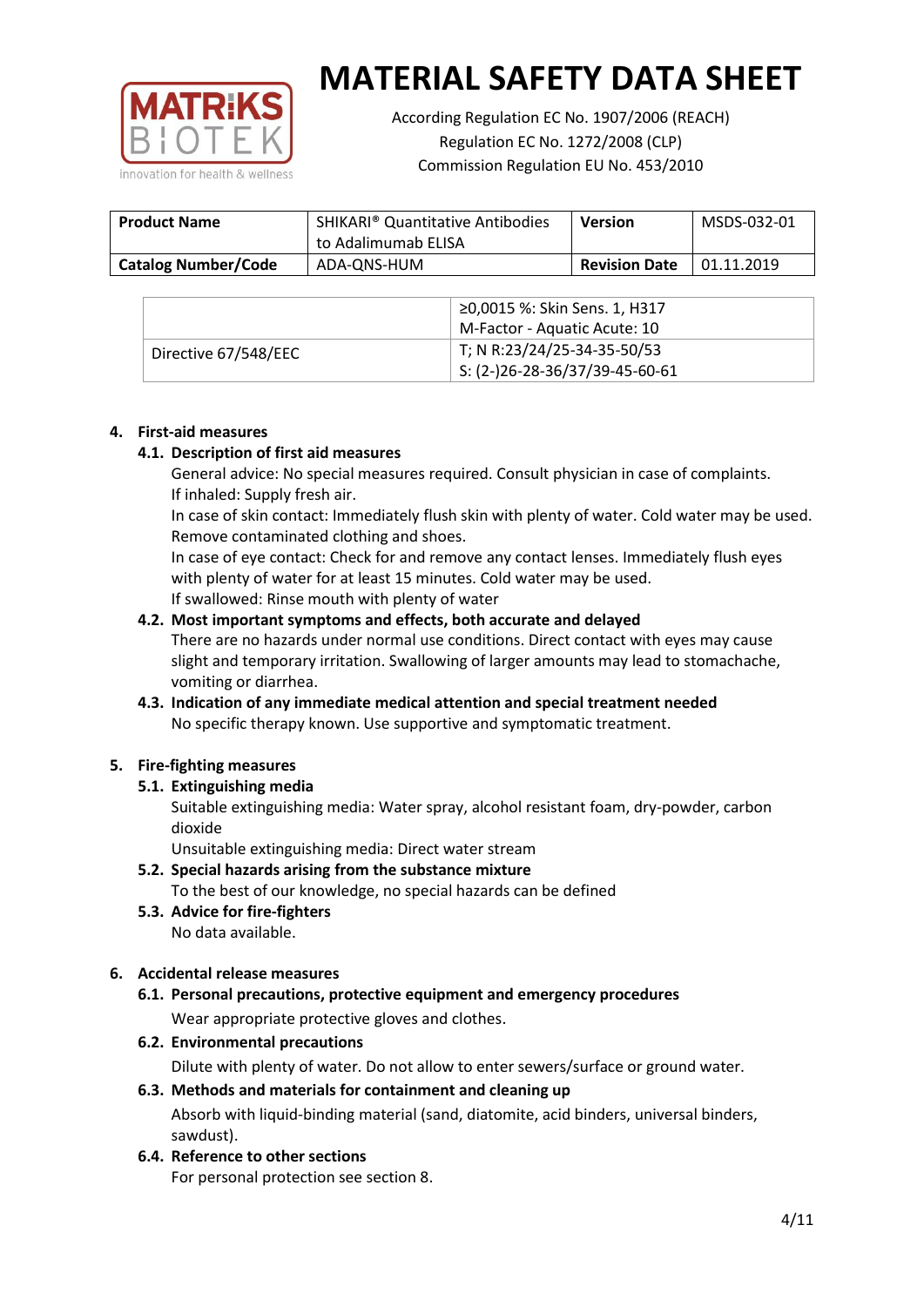| Product Name | SHIKARI® Quantitative Antibodies to Adalimumab ELISA | Version | MSDS-032-01 |
|---|---|---|---|
| Catalog Number/Code | ADA-QNS-HUM | Revision Date | 01.11.2019 |

| | |
|---|---|
| | ≥0,0015 %: Skin Sens. 1, H317<br>M-Factor - Aquatic Acute: 10 |
| Directive 67/548/EEC | T; N R:23/24/25-34-35-50/53<br>S: (2-)26-28-36/37/39-45-60-61 |

## 4. First-aid measures

### 4.1. Description of first aid measures

General advice: No special measures required. Consult physician in case of complaints.
If inhaled: Supply fresh air.
In case of skin contact: Immediately flush skin with plenty of water. Cold water may be used. Remove contaminated clothing and shoes.
In case of eye contact: Check for and remove any contact lenses. Immediately flush eyes with plenty of water for at least 15 minutes. Cold water may be used.
If swallowed: Rinse mouth with plenty of water

### 4.2. Most important symptoms and effects, both accurate and delayed

There are no hazards under normal use conditions. Direct contact with eyes may cause slight and temporary irritation. Swallowing of larger amounts may lead to stomachache, vomiting or diarrhea.

### 4.3. Indication of any immediate medical attention and special treatment needed

No specific therapy known. Use supportive and symptomatic treatment.

## 5. Fire-fighting measures

### 5.1. Extinguishing media

Suitable extinguishing media: Water spray, alcohol resistant foam, dry-powder, carbon dioxide
Unsuitable extinguishing media: Direct water stream

### 5.2. Special hazards arising from the substance mixture

To the best of our knowledge, no special hazards can be defined

### 5.3. Advice for fire-fighters

No data available.

## 6. Accidental release measures

### 6.1. Personal precautions, protective equipment and emergency procedures

Wear appropriate protective gloves and clothes.

### 6.2. Environmental precautions

Dilute with plenty of water. Do not allow to enter sewers/surface or ground water.

### 6.3. Methods and materials for containment and cleaning up

Absorb with liquid-binding material (sand, diatomite, acid binders, universal binders, sawdust).

### 6.4. Reference to other sections

For personal protection see section 8.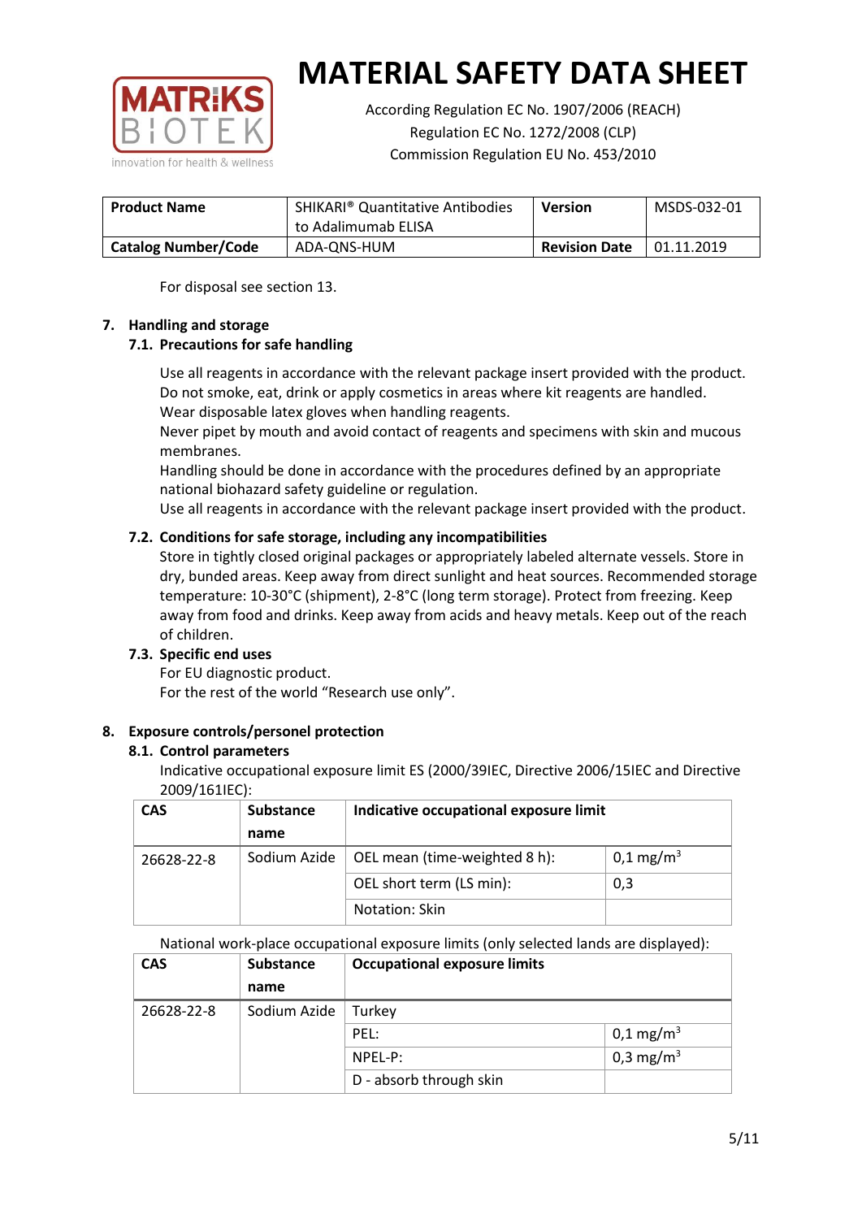# MATERIAL SAFETY DATA SHEET

According Regulation EC No. 1907/2006 (REACH)
Regulation EC No. 1272/2008 (CLP)
Commission Regulation EU No. 453/2010

| **Product Name** | SHIKARI® Quantitative Antibodies to Adalimumab ELISA | **Version** | MSDS-032-01 |
|---|---|---|---|
| **Catalog Number/Code** | ADA-QNS-HUM | **Revision Date** | 01.11.2019 |

For disposal see section 13.

## 7. Handling and storage

### 7.1. Precautions for safe handling

Use all reagents in accordance with the relevant package insert provided with the product.
Do not smoke, eat, drink or apply cosmetics in areas where kit reagents are handled.
Wear disposable latex gloves when handling reagents.
Never pipet by mouth and avoid contact of reagents and specimens with skin and mucous membranes.
Handling should be done in accordance with the procedures defined by an appropriate national biohazard safety guideline or regulation.
Use all reagents in accordance with the relevant package insert provided with the product.

### 7.2. Conditions for safe storage, including any incompatibilities

Store in tightly closed original packages or appropriately labeled alternate vessels. Store in dry, bunded areas. Keep away from direct sunlight and heat sources. Recommended storage temperature: 10-30°C (shipment), 2-8°C (long term storage). Protect from freezing. Keep away from food and drinks. Keep away from acids and heavy metals. Keep out of the reach of children.

### 7.3. Specific end uses

For EU diagnostic product.
For the rest of the world "Research use only".

## 8. Exposure controls/personel protection

### 8.1. Control parameters

Indicative occupational exposure limit ES (2000/39IEC, Directive 2006/15IEC and Directive 2009/161IEC):

| CAS | Substance name | Indicative occupational exposure limit | |
|---|---|---|---|
| 26628-22-8 | Sodium Azide | OEL mean (time-weighted 8 h): | 0,1 mg/m$^3$ |
| | | OEL short term (LS min): | 0,3 |
| | | Notation: Skin | |

National work-place occupational exposure limits (only selected lands are displayed):

| CAS | Substance name | Occupational exposure limits | |
|---|---|---|---|
| 26628-22-8 | Sodium Azide | Turkey | |
| | | PEL: | 0,1 mg/m$^3$ |
| | | NPEL-P: | 0,3 mg/m$^3$ |
| | | D - absorb through skin | |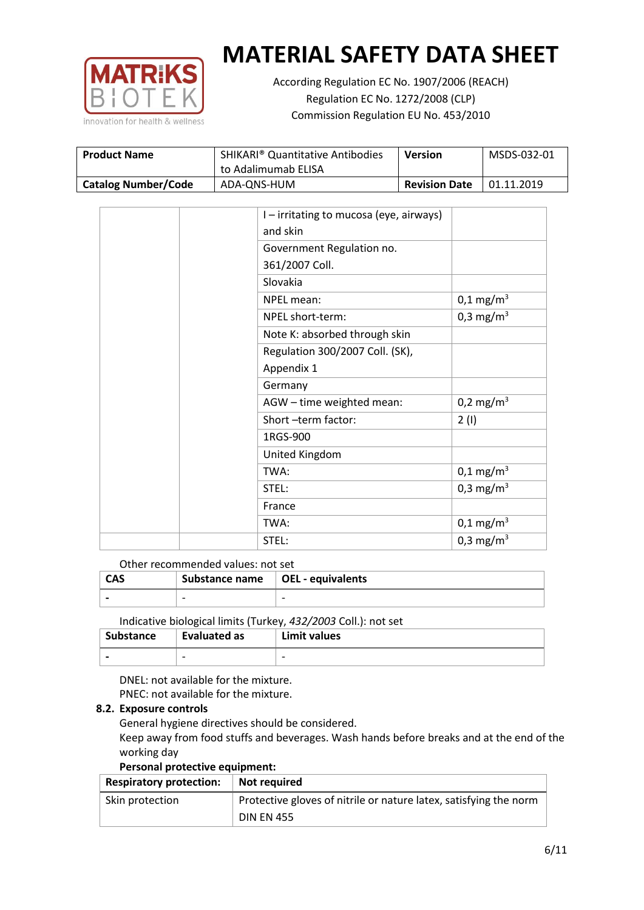| | | I – irritating to mucosa (eye, airways) and skin | |
|---|---|---|---|
| | | Government Regulation no. 361/2007 Coll. | |
| | | Slovakia | |
| | | NPEL mean: | 0,1 mg/m$^3$ |
| | | NPEL short-term: | 0,3 mg/m$^3$ |
| | | Note K: absorbed through skin | |
| | | Regulation 300/2007 Coll. (SK), Appendix 1 | |
| | | Germany | |
| | | AGW – time weighted mean: | 0,2 mg/m$^3$ |
| | | Short –term factor: | 2 (I) |
| | | 1RGS-900 | |
| | | United Kingdom | |
| | | TWA: | 0,1 mg/m$^3$ |
| | | STEL: | 0,3 mg/m$^3$ |
| | | France | |
| | | TWA: | 0,1 mg/m$^3$ |
| | | STEL: | 0,3 mg/m$^3$ |

Other recommended values: not set

| CAS | Substance name | OEL - equivalents |
|---|---|---|
| - | - | - |

Indicative biological limits (Turkey, *432/2003* Coll.): not set

| Substance | Evaluated as | Limit values |
|---|---|---|
| - | - | - |

DNEL: not available for the mixture.
PNEC: not available for the mixture.

### 8.2. Exposure controls

General hygiene directives should be considered.
Keep away from food stuffs and beverages. Wash hands before breaks and at the end of the working day

**Personal protective equipment:**

| Respiratory protection: | Not required |
|---|---|
| Skin protection | Protective gloves of nitrile or nature latex, satisfying the norm DIN EN 455 |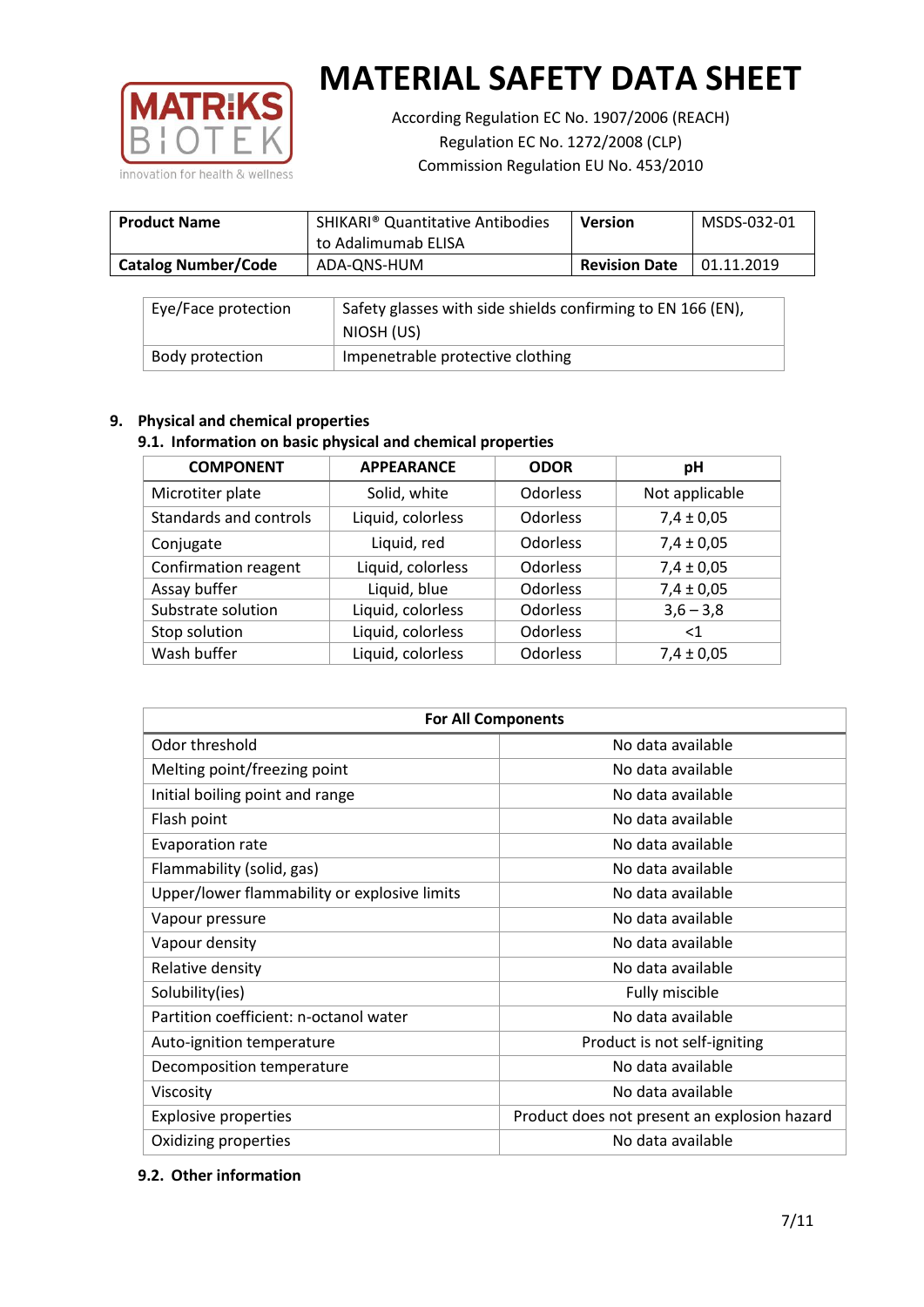| Eye/Face protection | Safety glasses with side shields confirming to EN 166 (EN), NIOSH (US) |
|---|---|
| Body protection | Impenetrable protective clothing |

## 9. Physical and chemical properties

### 9.1. Information on basic physical and chemical properties

| COMPONENT | APPEARANCE | ODOR | pH |
|---|---|---|---|
| Microtiter plate | Solid, white | Odorless | Not applicable |
| Standards and controls | Liquid, colorless | Odorless | 7,4 ± 0,05 |
| Conjugate | Liquid, red | Odorless | 7,4 ± 0,05 |
| Confirmation reagent | Liquid, colorless | Odorless | 7,4 ± 0,05 |
| Assay buffer | Liquid, blue | Odorless | 7,4 ± 0,05 |
| Substrate solution | Liquid, colorless | Odorless | 3,6 – 3,8 |
| Stop solution | Liquid, colorless | Odorless | <1 |
| Wash buffer | Liquid, colorless | Odorless | 7,4 ± 0,05 |

| For All Components | |
|---|---|
| Odor threshold | No data available |
| Melting point/freezing point | No data available |
| Initial boiling point and range | No data available |
| Flash point | No data available |
| Evaporation rate | No data available |
| Flammability (solid, gas) | No data available |
| Upper/lower flammability or explosive limits | No data available |
| Vapour pressure | No data available |
| Vapour density | No data available |
| Relative density | No data available |
| Solubility(ies) | Fully miscible |
| Partition coefficient: n-octanol water | No data available |
| Auto-ignition temperature | Product is not self-igniting |
| Decomposition temperature | No data available |
| Viscosity | No data available |
| Explosive properties | Product does not present an explosion hazard |
| Oxidizing properties | No data available |

### 9.2. Other information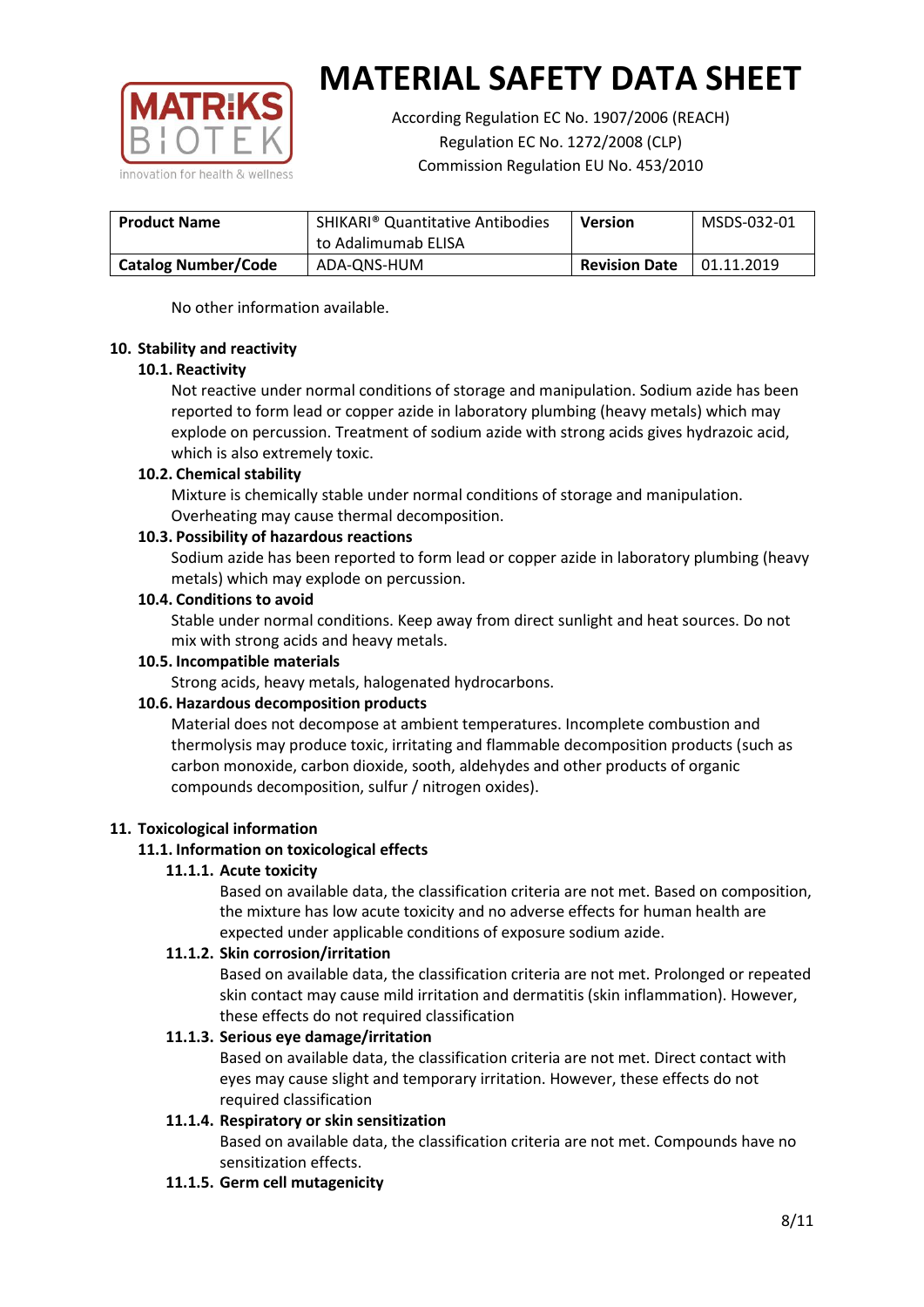No other information available.

## 10. Stability and reactivity

### 10.1. Reactivity

Not reactive under normal conditions of storage and manipulation. Sodium azide has been reported to form lead or copper azide in laboratory plumbing (heavy metals) which may explode on percussion. Treatment of sodium azide with strong acids gives hydrazoic acid, which is also extremely toxic.

### 10.2. Chemical stability

Mixture is chemically stable under normal conditions of storage and manipulation. Overheating may cause thermal decomposition.

### 10.3. Possibility of hazardous reactions

Sodium azide has been reported to form lead or copper azide in laboratory plumbing (heavy metals) which may explode on percussion.

### 10.4. Conditions to avoid

Stable under normal conditions. Keep away from direct sunlight and heat sources. Do not mix with strong acids and heavy metals.

### 10.5. Incompatible materials

Strong acids, heavy metals, halogenated hydrocarbons.

### 10.6. Hazardous decomposition products

Material does not decompose at ambient temperatures. Incomplete combustion and thermolysis may produce toxic, irritating and flammable decomposition products (such as carbon monoxide, carbon dioxide, sooth, aldehydes and other products of organic compounds decomposition, sulfur / nitrogen oxides).

## 11. Toxicological information

### 11.1. Information on toxicological effects

#### 11.1.1. Acute toxicity

Based on available data, the classification criteria are not met. Based on composition, the mixture has low acute toxicity and no adverse effects for human health are expected under applicable conditions of exposure sodium azide.

#### 11.1.2. Skin corrosion/irritation

Based on available data, the classification criteria are not met. Prolonged or repeated skin contact may cause mild irritation and dermatitis (skin inflammation). However, these effects do not required classification

#### 11.1.3. Serious eye damage/irritation

Based on available data, the classification criteria are not met. Direct contact with eyes may cause slight and temporary irritation. However, these effects do not required classification

#### 11.1.4. Respiratory or skin sensitization

Based on available data, the classification criteria are not met. Compounds have no sensitization effects.

#### 11.1.5. Germ cell mutagenicity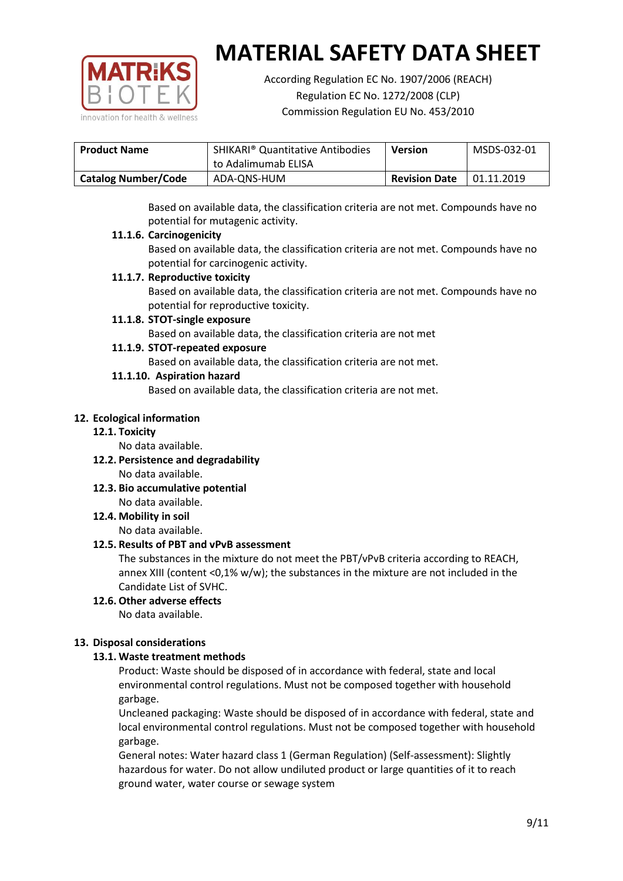Based on available data, the classification criteria are not met. Compounds have no potential for mutagenic activity.

**11.1.6. Carcinogenicity**

Based on available data, the classification criteria are not met. Compounds have no potential for carcinogenic activity.

**11.1.7. Reproductive toxicity**

Based on available data, the classification criteria are not met. Compounds have no potential for reproductive toxicity.

**11.1.8. STOT-single exposure**

Based on available data, the classification criteria are not met

**11.1.9. STOT-repeated exposure**

Based on available data, the classification criteria are not met.

**11.1.10. Aspiration hazard**

Based on available data, the classification criteria are not met.

## 12. Ecological information

### 12.1. Toxicity

No data available.

### 12.2. Persistence and degradability

No data available.

### 12.3. Bio accumulative potential

No data available.

### 12.4. Mobility in soil

No data available.

### 12.5. Results of PBT and vPvB assessment

The substances in the mixture do not meet the PBT/vPvB criteria according to REACH, annex XIII (content <0,1% w/w); the substances in the mixture are not included in the Candidate List of SVHC.

### 12.6. Other adverse effects

No data available.

## 13. Disposal considerations

### 13.1. Waste treatment methods

Product: Waste should be disposed of in accordance with federal, state and local environmental control regulations. Must not be composed together with household garbage.

Uncleaned packaging: Waste should be disposed of in accordance with federal, state and local environmental control regulations. Must not be composed together with household garbage.

General notes: Water hazard class 1 (German Regulation) (Self-assessment): Slightly hazardous for water. Do not allow undiluted product or large quantities of it to reach ground water, water course or sewage system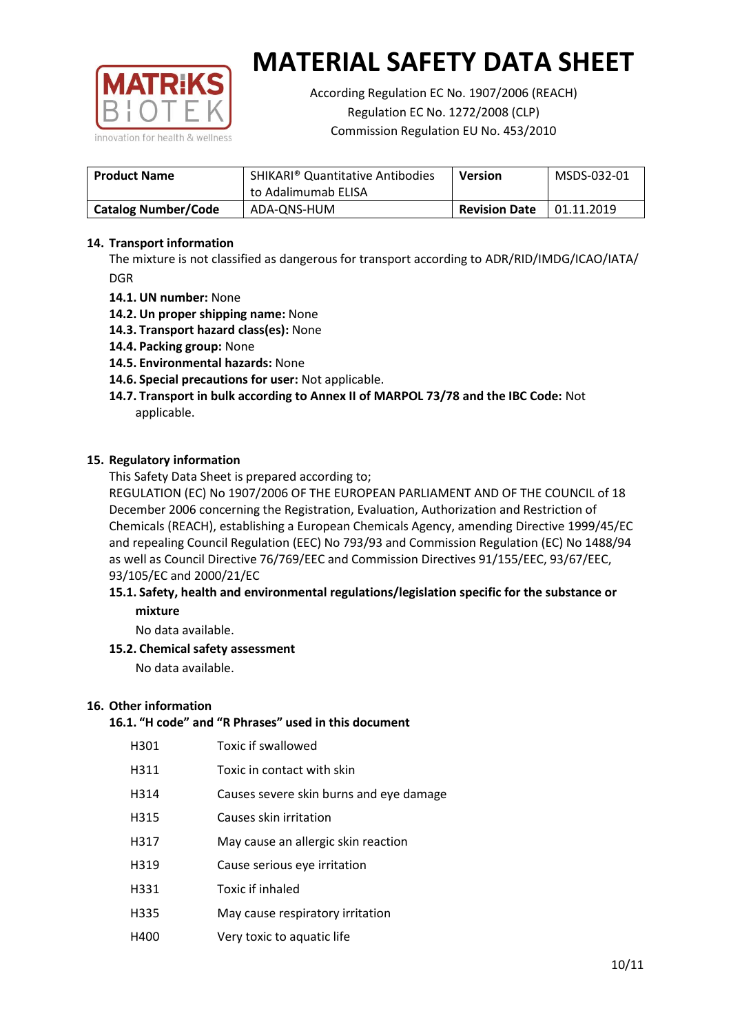# MATERIAL SAFETY DATA SHEET

According Regulation EC No. 1907/2006 (REACH)
Regulation EC No. 1272/2008 (CLP)
Commission Regulation EU No. 453/2010

| **Product Name** | SHIKARI® Quantitative Antibodies to Adalimumab ELISA | **Version** | MSDS-032-01 |
|---|---|---|---|
| **Catalog Number/Code** | ADA-QNS-HUM | **Revision Date** | 01.11.2019 |

## 14. Transport information

The mixture is not classified as dangerous for transport according to ADR/RID/IMDG/ICAO/IATA/ DGR

- **14.1. UN number:** None
- **14.2. Un proper shipping name:** None
- **14.3. Transport hazard class(es):** None
- **14.4. Packing group:** None
- **14.5. Environmental hazards:** None
- **14.6. Special precautions for user:** Not applicable.
- **14.7. Transport in bulk according to Annex II of MARPOL 73/78 and the IBC Code:** Not applicable.

## 15. Regulatory information

This Safety Data Sheet is prepared according to;

REGULATION (EC) No 1907/2006 OF THE EUROPEAN PARLIAMENT AND OF THE COUNCIL of 18 December 2006 concerning the Registration, Evaluation, Authorization and Restriction of Chemicals (REACH), establishing a European Chemicals Agency, amending Directive 1999/45/EC and repealing Council Regulation (EEC) No 793/93 and Commission Regulation (EC) No 1488/94 as well as Council Directive 76/769/EEC and Commission Directives 91/155/EEC, 93/67/EEC, 93/105/EC and 2000/21/EC

### 15.1. Safety, health and environmental regulations/legislation specific for the substance or mixture

No data available.

### 15.2. Chemical safety assessment

No data available.

## 16. Other information

### 16.1. "H code" and "R Phrases" used in this document

| | |
|---|---|
| H301 | Toxic if swallowed |
| H311 | Toxic in contact with skin |
| H314 | Causes severe skin burns and eye damage |
| H315 | Causes skin irritation |
| H317 | May cause an allergic skin reaction |
| H319 | Cause serious eye irritation |
| H331 | Toxic if inhaled |
| H335 | May cause respiratory irritation |
| H400 | Very toxic to aquatic life |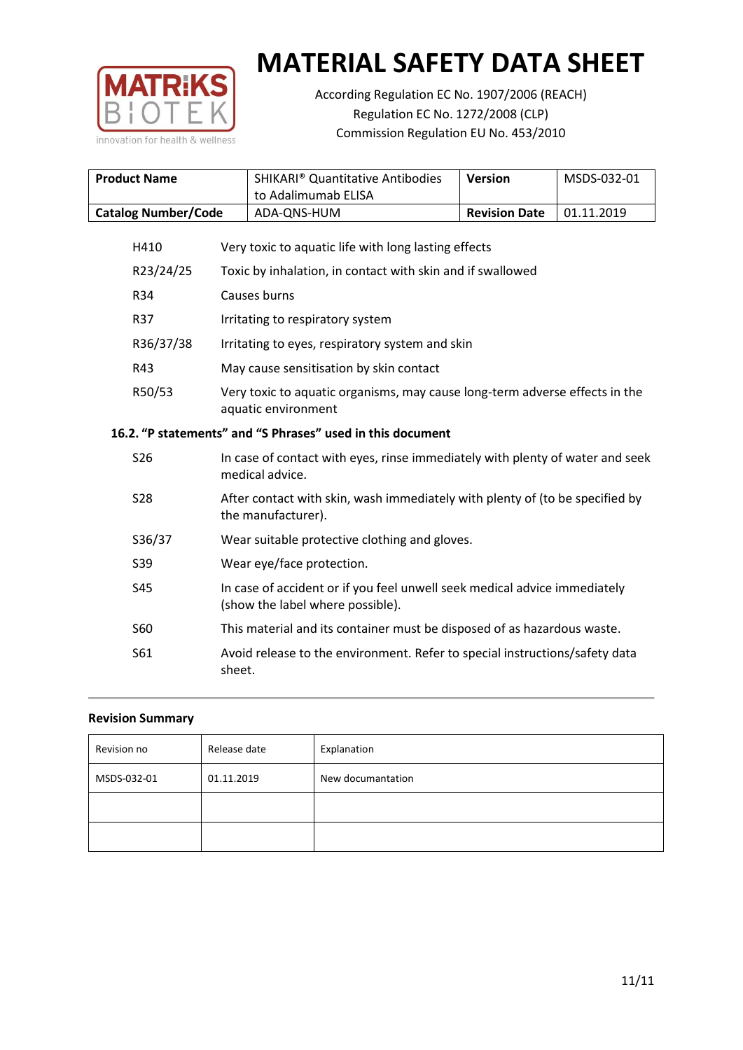# MATERIAL SAFETY DATA SHEET

According Regulation EC No. 1907/2006 (REACH)
Regulation EC No. 1272/2008 (CLP)
Commission Regulation EU No. 453/2010

| | | | |
|---|---|---|---|
| **Product Name** | SHIKARI® Quantitative Antibodies to Adalimumab ELISA | **Version** | MSDS-032-01 |
| **Catalog Number/Code** | ADA-QNS-HUM | **Revision Date** | 01.11.2019 |

| | |
|---|---|
| H410 | Very toxic to aquatic life with long lasting effects |
| R23/24/25 | Toxic by inhalation, in contact with skin and if swallowed |
| R34 | Causes burns |
| R37 | Irritating to respiratory system |
| R36/37/38 | Irritating to eyes, respiratory system and skin |
| R43 | May cause sensitisation by skin contact |
| R50/53 | Very toxic to aquatic organisms, may cause long-term adverse effects in the aquatic environment |

### 16.2. "P statements" and "S Phrases" used in this document

| | |
|---|---|
| S26 | In case of contact with eyes, rinse immediately with plenty of water and seek medical advice. |
| S28 | After contact with skin, wash immediately with plenty of (to be specified by the manufacturer). |
| S36/37 | Wear suitable protective clothing and gloves. |
| S39 | Wear eye/face protection. |
| S45 | In case of accident or if you feel unwell seek medical advice immediately (show the label where possible). |
| S60 | This material and its container must be disposed of as hazardous waste. |
| S61 | Avoid release to the environment. Refer to special instructions/safety data sheet. |

**Revision Summary**

| Revision no | Release date | Explanation |
|---|---|---|
| MSDS-032-01 | 01.11.2019 | New documantation |
| | | |
| | | |